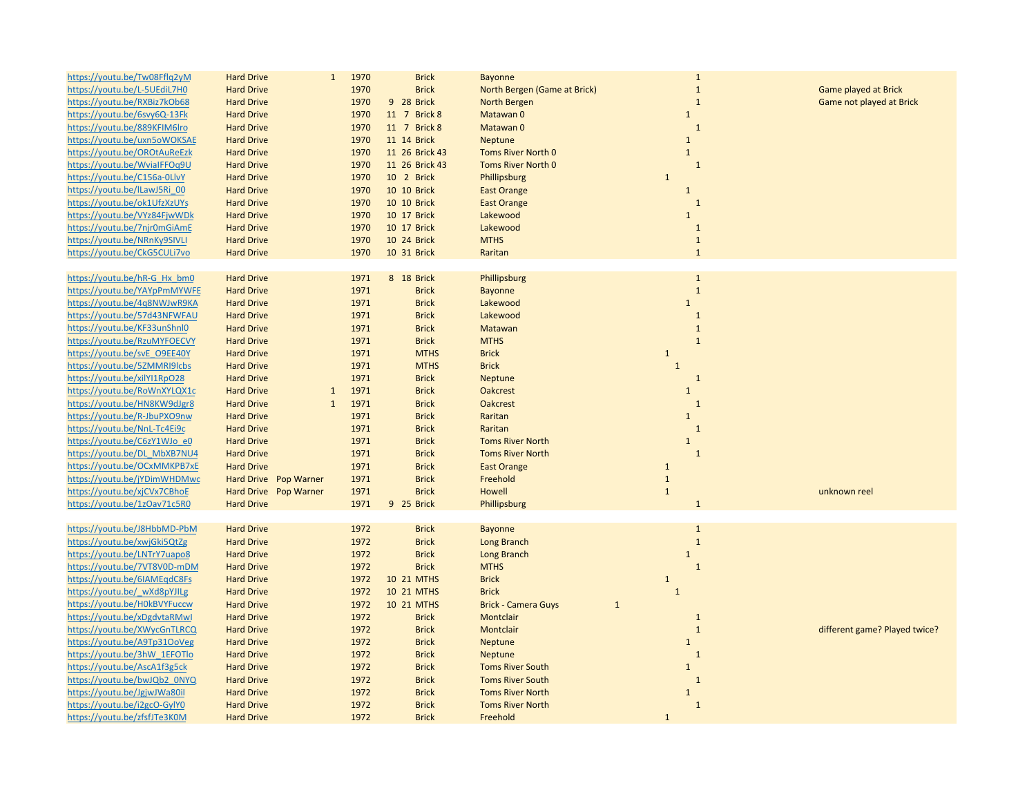| | | | | | | | | | | | | | | |
|---|---|---|---|---|---|---|---|---|---|---|---|---|---|---|
| https://youtu.be/Tw08Fflq2yM | Hard Drive | | 1 | 1970 | | | Brick | Bayonne | | | | | 1 | |
| https://youtu.be/L-5UEdiL7H0 | Hard Drive | | | 1970 | | | Brick | North Bergen (Game at Brick) | | | | | 1 | Game played at Brick |
| https://youtu.be/RXBiz7kOb68 | Hard Drive | | | 1970 | 9 | 28 | Brick | North Bergen | | | | | 1 | Game not played at Brick |
| https://youtu.be/6svy6Q-13Fk | Hard Drive | | | 1970 | 11 | 7 | Brick 8 | Matawan 0 | | | | 1 | | |
| https://youtu.be/889KFIM6lro | Hard Drive | | | 1970 | 11 | 7 | Brick 8 | Matawan 0 | | | | | 1 | |
| https://youtu.be/uxn5oWOKSAE | Hard Drive | | | 1970 | 11 | 14 | Brick | Neptune | | | | 1 | | |
| https://youtu.be/OROtAuReEzk | Hard Drive | | | 1970 | 11 | 26 | Brick 43 | Toms River North 0 | | | | 1 | | |
| https://youtu.be/WvialFFOq9U | Hard Drive | | | 1970 | 11 | 26 | Brick 43 | Toms River North 0 | | | | | 1 | |
| https://youtu.be/C156a-0LIvY | Hard Drive | | | 1970 | 10 | 2 | Brick | Phillipsburg | | 1 | | | | |
| https://youtu.be/lLawJ5Ri_00 | Hard Drive | | | 1970 | 10 | 10 | Brick | East Orange | | | | 1 | | |
| https://youtu.be/ok1UfzXzUYs | Hard Drive | | | 1970 | 10 | 10 | Brick | East Orange | | | | | 1 | |
| https://youtu.be/VYz84FjwWDk | Hard Drive | | | 1970 | 10 | 17 | Brick | Lakewood | | | | 1 | | |
| https://youtu.be/7njr0mGiAmE | Hard Drive | | | 1970 | 10 | 17 | Brick | Lakewood | | | | | 1 | |
| https://youtu.be/NRnKy9SIVLI | Hard Drive | | | 1970 | 10 | 24 | Brick | MTHS | | | | | 1 | |
| https://youtu.be/CkG5CULi7vo | Hard Drive | | | 1970 | 10 | 31 | Brick | Raritan | | | | | 1 | |
| | | | | | | | | | | | | | | |
| https://youtu.be/hR-G_Hx_bm0 | Hard Drive | | | 1971 | 8 | 18 | Brick | Phillipsburg | | | | | 1 | |
| https://youtu.be/YAYpPmMYWFE | Hard Drive | | | 1971 | | | Brick | Bayonne | | | | | 1 | |
| https://youtu.be/4q8NWJwR9KA | Hard Drive | | | 1971 | | | Brick | Lakewood | | | | 1 | | |
| https://youtu.be/57d43NFWFAU | Hard Drive | | | 1971 | | | Brick | Lakewood | | | | | 1 | |
| https://youtu.be/KF33unShnl0 | Hard Drive | | | 1971 | | | Brick | Matawan | | | | | 1 | |
| https://youtu.be/RzuMYFOECVY | Hard Drive | | | 1971 | | | Brick | MTHS | | | | | 1 | |
| https://youtu.be/svE_O9EE40Y | Hard Drive | | | 1971 | | | MTHS | Brick | | 1 | | | | |
| https://youtu.be/5ZMMRI9lcbs | Hard Drive | | | 1971 | | | MTHS | Brick | | | 1 | | | |
| https://youtu.be/xilYI1RpO28 | Hard Drive | | | 1971 | | | Brick | Neptune | | | | | 1 | |
| https://youtu.be/RoWnXYLQX1c | Hard Drive | | 1 | 1971 | | | Brick | Oakcrest | | | | 1 | | |
| https://youtu.be/HN8KW9dJgr8 | Hard Drive | | 1 | 1971 | | | Brick | Oakcrest | | | | | 1 | |
| https://youtu.be/R-JbuPXO9nw | Hard Drive | | | 1971 | | | Brick | Raritan | | | | 1 | | |
| https://youtu.be/NnL-Tc4Ei9c | Hard Drive | | | 1971 | | | Brick | Raritan | | | | | 1 | |
| https://youtu.be/C6zY1WJo_e0 | Hard Drive | | | 1971 | | | Brick | Toms River North | | | | 1 | | |
| https://youtu.be/DL_MbXB7NU4 | Hard Drive | | | 1971 | | | Brick | Toms River North | | | | | 1 | |
| https://youtu.be/OCxMMKPB7xE | Hard Drive | | | 1971 | | | Brick | East Orange | | 1 | | | | |
| https://youtu.be/jYDimWHDMwc | Hard Drive | Pop Warner | | 1971 | | | Brick | Freehold | | 1 | | | | |
| https://youtu.be/xjCVx7CBhoE | Hard Drive | Pop Warner | | 1971 | | | Brick | Howell | | 1 | | | | unknown reel |
| https://youtu.be/1zOav71c5R0 | Hard Drive | | | 1971 | 9 | 25 | Brick | Phillipsburg | | | | | 1 | |
| | | | | | | | | | | | | | | |
| https://youtu.be/J8HbbMD-PbM | Hard Drive | | | 1972 | | | Brick | Bayonne | | | | | 1 | |
| https://youtu.be/xwjGki5QtZg | Hard Drive | | | 1972 | | | Brick | Long Branch | | | | | 1 | |
| https://youtu.be/LNTrY7uapo8 | Hard Drive | | | 1972 | | | Brick | Long Branch | | | | 1 | | |
| https://youtu.be/7VT8V0D-mDM | Hard Drive | | | 1972 | | | Brick | MTHS | | | | | 1 | |
| https://youtu.be/6IAMEqdC8Fs | Hard Drive | | | 1972 | 10 | 21 | MTHS | Brick | | 1 | | | | |
| https://youtu.be/_wXd8pYJILg | Hard Drive | | | 1972 | 10 | 21 | MTHS | Brick | | | 1 | | | |
| https://youtu.be/H0kBVYFuccw | Hard Drive | | | 1972 | 10 | 21 | MTHS | Brick - Camera Guys | 1 | | | | | |
| https://youtu.be/xDgdvtaRMwI | Hard Drive | | | 1972 | | | Brick | Montclair | | | | | 1 | |
| https://youtu.be/XWycGnTLRCQ | Hard Drive | | | 1972 | | | Brick | Montclair | | | | | 1 | different game? Played twice? |
| https://youtu.be/A9Tp31OoVeg | Hard Drive | | | 1972 | | | Brick | Neptune | | | | 1 | | |
| https://youtu.be/3hW_1EFOTlo | Hard Drive | | | 1972 | | | Brick | Neptune | | | | | 1 | |
| https://youtu.be/AscA1f3g5ck | Hard Drive | | | 1972 | | | Brick | Toms River South | | | | 1 | | |
| https://youtu.be/bwJQb2_0NYQ | Hard Drive | | | 1972 | | | Brick | Toms River South | | | | | 1 | |
| https://youtu.be/JgjwJWa80iI | Hard Drive | | | 1972 | | | Brick | Toms River North | | | | 1 | | |
| https://youtu.be/i2gcO-GylY0 | Hard Drive | | | 1972 | | | Brick | Toms River North | | | | | 1 | |
| https://youtu.be/zfsfJTe3K0M | Hard Drive | | | 1972 | | | Brick | Freehold | | 1 | | | | |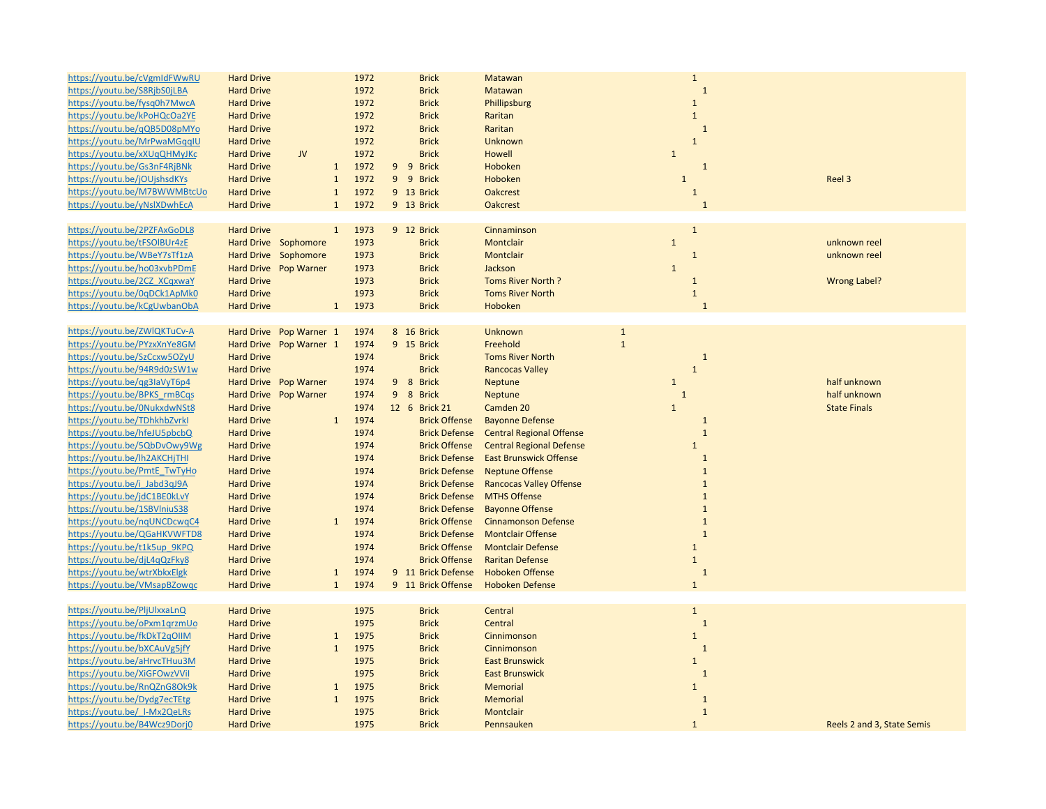| | | | | | | | | | | | | | | |
|---|---|---|---|---|---|---|---|---|---|---|---|---|---|---|
| https://youtu.be/cVgmIdFWwRU | Hard Drive | | | 1972 | | | Brick | Matawan | | | | 1 | | |
| https://youtu.be/S8RjbS0jLBA | Hard Drive | | | 1972 | | | Brick | Matawan | | | | | 1 | |
| https://youtu.be/fysq0h7MwcA | Hard Drive | | | 1972 | | | Brick | Phillipsburg | | | | 1 | | |
| https://youtu.be/kPoHQcOa2YE | Hard Drive | | | 1972 | | | Brick | Raritan | | | | 1 | | |
| https://youtu.be/qQB5D08pMYo | Hard Drive | | | 1972 | | | Brick | Raritan | | | | | 1 | |
| https://youtu.be/MrPwaMGqqIU | Hard Drive | | | 1972 | | | Brick | Unknown | | | | 1 | | |
| https://youtu.be/xXUqQHMyJKc | Hard Drive | JV | | 1972 | | | Brick | Howell | | 1 | | | | |
| https://youtu.be/Gs3nF4RjBNk | Hard Drive | | 1 | 1972 | 9 | 9 | Brick | Hoboken | | | | | 1 | |
| https://youtu.be/jOUjshsdKYs | Hard Drive | | 1 | 1972 | 9 | 9 | Brick | Hoboken | | | 1 | | | Reel 3 |
| https://youtu.be/M7BWWMBtcUo | Hard Drive | | 1 | 1972 | 9 | 13 | Brick | Oakcrest | | | | 1 | | |
| https://youtu.be/yNslXDwhEcA | Hard Drive | | 1 | 1972 | 9 | 13 | Brick | Oakcrest | | | | | 1 | |
| | | | | | | | | | | | | | | |
| https://youtu.be/2PZFAxGoDL8 | Hard Drive | | 1 | 1973 | 9 | 12 | Brick | Cinnaminson | | | | 1 | | |
| https://youtu.be/tFSOlBUr4zE | Hard Drive | Sophomore | | 1973 | | | Brick | Montclair | | 1 | | | | unknown reel |
| https://youtu.be/WBeY7sTf1zA | Hard Drive | Sophomore | | 1973 | | | Brick | Montclair | | | | 1 | | unknown reel |
| https://youtu.be/ho03xvbPDmE | Hard Drive | Pop Warner | | 1973 | | | Brick | Jackson | | 1 | | | | |
| https://youtu.be/2CZ_XCqxwaY | Hard Drive | | | 1973 | | | Brick | Toms River North ? | | | | 1 | | Wrong Label? |
| https://youtu.be/0qDCk1ApMk0 | Hard Drive | | | 1973 | | | Brick | Toms River North | | | | 1 | | |
| https://youtu.be/kCgUwbanObA | Hard Drive | | 1 | 1973 | | | Brick | Hoboken | | | | | 1 | |
| | | | | | | | | | | | | | | |
| https://youtu.be/ZWlQKTuCv-A | Hard Drive | Pop Warner | 1 | 1974 | 8 | 16 | Brick | Unknown | 1 | | | | | |
| https://youtu.be/PYzxXnYe8GM | Hard Drive | Pop Warner | 1 | 1974 | 9 | 15 | Brick | Freehold | 1 | | | | | |
| https://youtu.be/SzCcxw5OZyU | Hard Drive | | | 1974 | | | Brick | Toms River North | | | | | 1 | |
| https://youtu.be/94R9d0zSW1w | Hard Drive | | | 1974 | | | Brick | Rancocas Valley | | | | 1 | | |
| https://youtu.be/qg3IaVyT6p4 | Hard Drive | Pop Warner | | 1974 | 9 | 8 | Brick | Neptune | | 1 | | | | half unknown |
| https://youtu.be/BPKS_rmBCqs | Hard Drive | Pop Warner | | 1974 | 9 | 8 | Brick | Neptune | | | 1 | | | half unknown |
| https://youtu.be/0NukxdwNSt8 | Hard Drive | | | 1974 | 12 | 6 | Brick 21 | Camden 20 | | 1 | | | | State Finals |
| https://youtu.be/TDhkhbZvrkI | Hard Drive | | 1 | 1974 | | | Brick Offense | Bayonne Defense | | | | | 1 | |
| https://youtu.be/hfeJU5pbcbQ | Hard Drive | | | 1974 | | | Brick Defense | Central Regional Offense | | | | | 1 | |
| https://youtu.be/5QbDvOwy9Wg | Hard Drive | | | 1974 | | | Brick Offense | Central Regional Defense | | | | 1 | | |
| https://youtu.be/lh2AKCHjTHI | Hard Drive | | | 1974 | | | Brick Defense | East Brunswick Offense | | | | | 1 | |
| https://youtu.be/PmtE_TwTyHo | Hard Drive | | | 1974 | | | Brick Defense | Neptune Offense | | | | | 1 | |
| https://youtu.be/i_Jabd3qJ9A | Hard Drive | | | 1974 | | | Brick Defense | Rancocas Valley Offense | | | | | 1 | |
| https://youtu.be/jdC1BE0kLvY | Hard Drive | | | 1974 | | | Brick Defense | MTHS Offense | | | | | 1 | |
| https://youtu.be/1SBVlniuS38 | Hard Drive | | | 1974 | | | Brick Defense | Bayonne Offense | | | | | 1 | |
| https://youtu.be/nqUNCDcwqC4 | Hard Drive | | 1 | 1974 | | | Brick Offense | Cinnamonson Defense | | | | | 1 | |
| https://youtu.be/QGaHKVWFTD8 | Hard Drive | | | 1974 | | | Brick Defense | Montclair Offense | | | | | 1 | |
| https://youtu.be/t1k5up_9KPQ | Hard Drive | | | 1974 | | | Brick Offense | Montclair Defense | | | | 1 | | |
| https://youtu.be/djL4qQzFky8 | Hard Drive | | | 1974 | | | Brick Offense | Raritan Defense | | | | 1 | | |
| https://youtu.be/wtrXbkxElgk | Hard Drive | | 1 | 1974 | 9 | 11 | Brick Defense | Hoboken Offense | | | | | 1 | |
| https://youtu.be/VMsapBZowqc | Hard Drive | | 1 | 1974 | 9 | 11 | Brick Offense | Hoboken Defense | | | | 1 | | |
| | | | | | | | | | | | | | | |
| https://youtu.be/PljUlxxaLnQ | Hard Drive | | | 1975 | | | Brick | Central | | | | 1 | | |
| https://youtu.be/oPxm1qrzmUo | Hard Drive | | | 1975 | | | Brick | Central | | | | | 1 | |
| https://youtu.be/fkDkT2qOIIM | Hard Drive | | 1 | 1975 | | | Brick | Cinnimonson | | | | 1 | | |
| https://youtu.be/bXCAuVg5jfY | Hard Drive | | 1 | 1975 | | | Brick | Cinnimonson | | | | | 1 | |
| https://youtu.be/aHrvcTHuu3M | Hard Drive | | | 1975 | | | Brick | East Brunswick | | | | 1 | | |
| https://youtu.be/XiGFOwzVViI | Hard Drive | | | 1975 | | | Brick | East Brunswick | | | | | 1 | |
| https://youtu.be/RnQZnG8Ok9k | Hard Drive | | 1 | 1975 | | | Brick | Memorial | | | | 1 | | |
| https://youtu.be/Dydg7ecTEtg | Hard Drive | | 1 | 1975 | | | Brick | Memorial | | | | | 1 | |
| https://youtu.be/_l-Mx2QeLRs | Hard Drive | | | 1975 | | | Brick | Montclair | | | | | 1 | |
| https://youtu.be/B4Wcz9Dorj0 | Hard Drive | | | 1975 | | | Brick | Pennsauken | | | | 1 | | Reels 2 and 3, State Semis |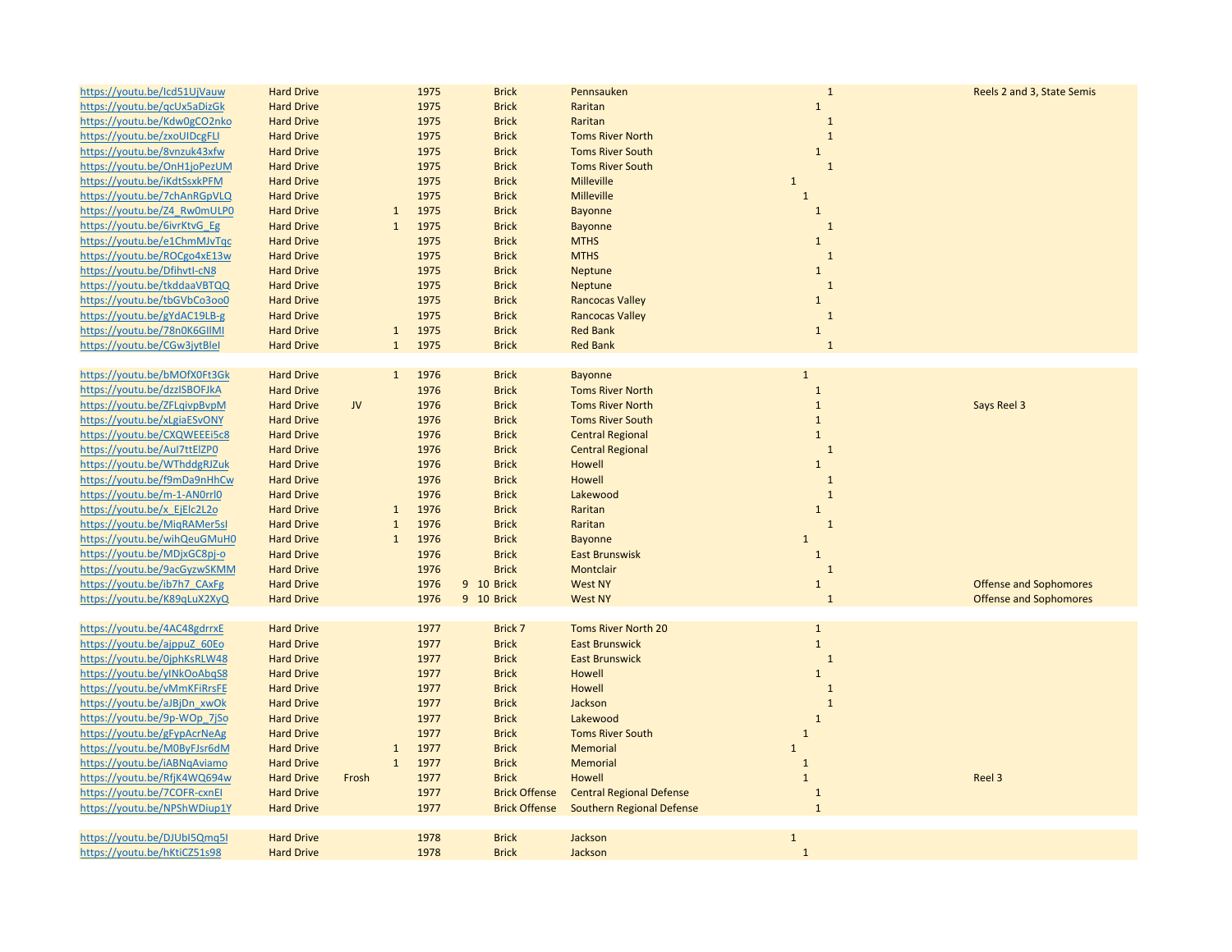| | | | | | | | | | | | | |
|---|---|---|---|---|---|---|---|---|---|---|---|---|
| https://youtu.be/Icd51UjVauw | Hard Drive | | | 1975 | | Brick | Pennsauken | | | | 1 | Reels 2 and 3, State Semis |
| https://youtu.be/qcUx5aDizGk | Hard Drive | | | 1975 | | Brick | Raritan | | | 1 | | |
| https://youtu.be/Kdw0gCO2nko | Hard Drive | | | 1975 | | Brick | Raritan | | | | 1 | |
| https://youtu.be/zxoUIDcgFLI | Hard Drive | | | 1975 | | Brick | Toms River North | | | | 1 | |
| https://youtu.be/8vnzuk43xfw | Hard Drive | | | 1975 | | Brick | Toms River South | | | 1 | | |
| https://youtu.be/OnH1joPezUM | Hard Drive | | | 1975 | | Brick | Toms River South | | | | 1 | |
| https://youtu.be/iKdtSsxkPFM | Hard Drive | | | 1975 | | Brick | Milleville | 1 | | | | |
| https://youtu.be/7chAnRGpVLQ | Hard Drive | | | 1975 | | Brick | Milleville | | 1 | | | |
| https://youtu.be/Z4_Rw0mULP0 | Hard Drive | | 1 | 1975 | | Brick | Bayonne | | | 1 | | |
| https://youtu.be/6ivrKtvG_Eg | Hard Drive | | 1 | 1975 | | Brick | Bayonne | | | | 1 | |
| https://youtu.be/e1ChmMJvTqc | Hard Drive | | | 1975 | | Brick | MTHS | | | 1 | | |
| https://youtu.be/ROCgo4xE13w | Hard Drive | | | 1975 | | Brick | MTHS | | | | 1 | |
| https://youtu.be/DfihvtI-cN8 | Hard Drive | | | 1975 | | Brick | Neptune | | | 1 | | |
| https://youtu.be/tkddaaVBTQQ | Hard Drive | | | 1975 | | Brick | Neptune | | | | 1 | |
| https://youtu.be/tbGVbCo3oo0 | Hard Drive | | | 1975 | | Brick | Rancocas Valley | | | 1 | | |
| https://youtu.be/gYdAC19LB-g | Hard Drive | | | 1975 | | Brick | Rancocas Valley | | | | 1 | |
| https://youtu.be/78n0K6GIlMI | Hard Drive | | 1 | 1975 | | Brick | Red Bank | | | 1 | | |
| https://youtu.be/CGw3jytBleI | Hard Drive | | 1 | 1975 | | Brick | Red Bank | | | | 1 | |
| | | | | | | | | | | | | |
| https://youtu.be/bMOfX0Ft3Gk | Hard Drive | | 1 | 1976 | | Brick | Bayonne | | 1 | | | |
| https://youtu.be/dzzISBOFJkA | Hard Drive | | | 1976 | | Brick | Toms River North | | | 1 | | |
| https://youtu.be/ZFLqivpBvpM | Hard Drive | JV | | 1976 | | Brick | Toms River North | | | 1 | | Says Reel 3 |
| https://youtu.be/xLgiaESvONY | Hard Drive | | | 1976 | | Brick | Toms River South | | | 1 | | |
| https://youtu.be/CXQWEEEi5c8 | Hard Drive | | | 1976 | | Brick | Central Regional | | | 1 | | |
| https://youtu.be/AuI7ttElZP0 | Hard Drive | | | 1976 | | Brick | Central Regional | | | | 1 | |
| https://youtu.be/WThddgRJZuk | Hard Drive | | | 1976 | | Brick | Howell | | | 1 | | |
| https://youtu.be/f9mDa9nHhCw | Hard Drive | | | 1976 | | Brick | Howell | | | | 1 | |
| https://youtu.be/m-1-AN0rrl0 | Hard Drive | | | 1976 | | Brick | Lakewood | | | | 1 | |
| https://youtu.be/x_EjElc2L2o | Hard Drive | | 1 | 1976 | | Brick | Raritan | | | 1 | | |
| https://youtu.be/MiqRAMer5sI | Hard Drive | | 1 | 1976 | | Brick | Raritan | | | | 1 | |
| https://youtu.be/wihQeuGMuH0 | Hard Drive | | 1 | 1976 | | Brick | Bayonne | | 1 | | | |
| https://youtu.be/MDjxGC8pj-o | Hard Drive | | | 1976 | | Brick | East Brunswisk | | | 1 | | |
| https://youtu.be/9acGyzwSKMM | Hard Drive | | | 1976 | | Brick | Montclair | | | | 1 | |
| https://youtu.be/ib7h7_CAxFg | Hard Drive | | | 1976 | 9 10 | Brick | West NY | | | 1 | | Offense and Sophomores |
| https://youtu.be/K89qLuX2XyQ | Hard Drive | | | 1976 | 9 10 | Brick | West NY | | | | 1 | Offense and Sophomores |
| | | | | | | | | | | | | |
| https://youtu.be/4AC48gdrrxE | Hard Drive | | | 1977 | | Brick 7 | Toms River North 20 | | | 1 | | |
| https://youtu.be/ajppuZ_60Eo | Hard Drive | | | 1977 | | Brick | East Brunswick | | | 1 | | |
| https://youtu.be/0jphKsRLW48 | Hard Drive | | | 1977 | | Brick | East Brunswick | | | | 1 | |
| https://youtu.be/yINkOoAbqS8 | Hard Drive | | | 1977 | | Brick | Howell | | | 1 | | |
| https://youtu.be/vMmKFiRrsFE | Hard Drive | | | 1977 | | Brick | Howell | | | | 1 | |
| https://youtu.be/aJBjDn_xwOk | Hard Drive | | | 1977 | | Brick | Jackson | | | | 1 | |
| https://youtu.be/9p-WOp_7jSo | Hard Drive | | | 1977 | | Brick | Lakewood | | | 1 | | |
| https://youtu.be/gFypAcrNeAg | Hard Drive | | | 1977 | | Brick | Toms River South | | 1 | | | |
| https://youtu.be/M0ByFJsr6dM | Hard Drive | | 1 | 1977 | | Brick | Memorial | 1 | | | | |
| https://youtu.be/iABNqAviamo | Hard Drive | | 1 | 1977 | | Brick | Memorial | | 1 | | | |
| https://youtu.be/RfjK4WQ694w | Hard Drive | Frosh | | 1977 | | Brick | Howell | | 1 | | | Reel 3 |
| https://youtu.be/7COFR-cxnEI | Hard Drive | | | 1977 | | Brick Offense | Central Regional Defense | | | 1 | | |
| https://youtu.be/NPShWDiup1Y | Hard Drive | | | 1977 | | Brick Offense | Southern Regional Defense | | | 1 | | |
| | | | | | | | | | | | | |
| https://youtu.be/DJUbI5Qmq5I | Hard Drive | | | 1978 | | Brick | Jackson | 1 | | | | |
| https://youtu.be/hKtiCZ51s98 | Hard Drive | | | 1978 | | Brick | Jackson | | 1 | | | |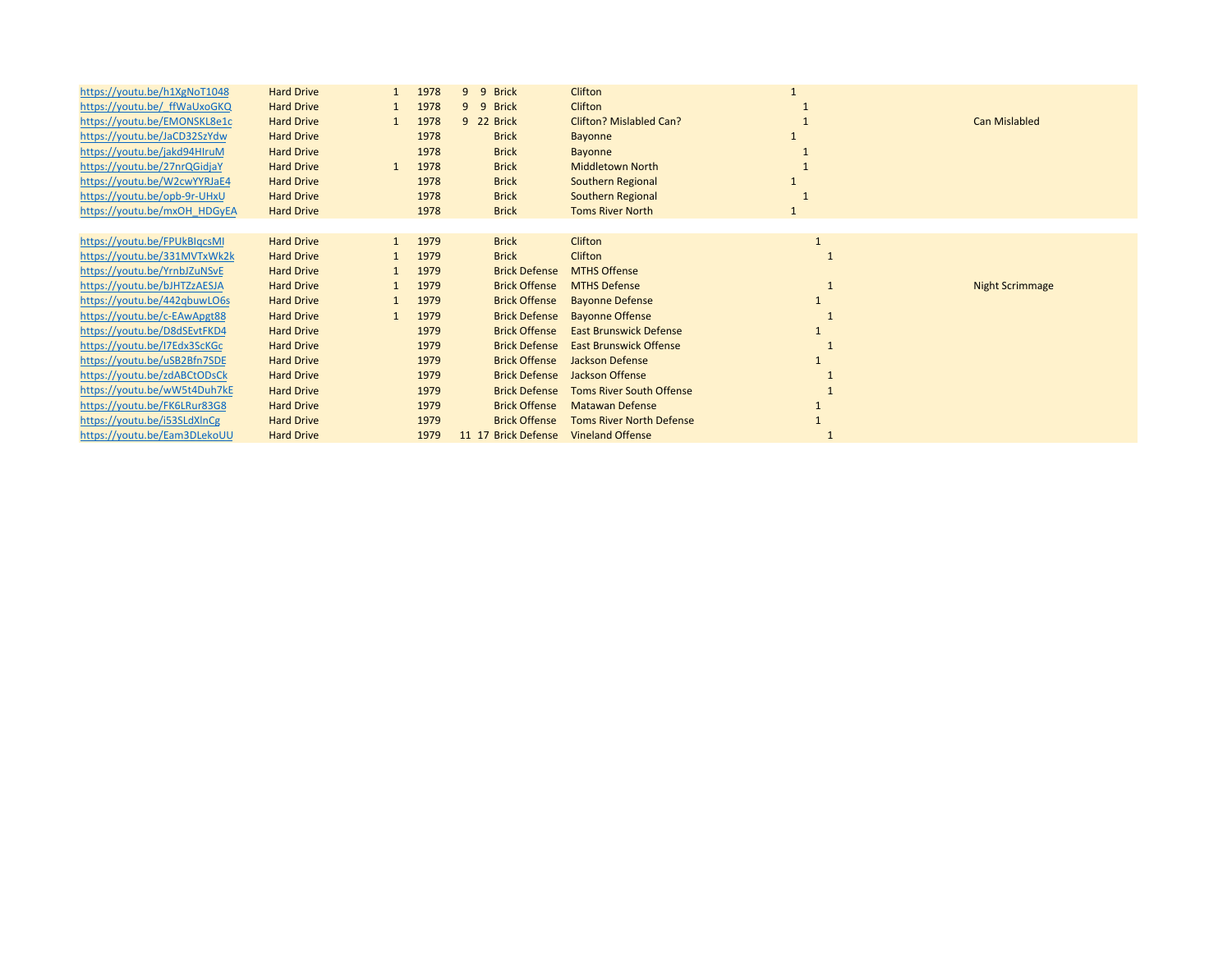| | | | | | | | | | | | | |
|---|---|---|---|---|---|---|---|---|---|---|---|---|
| https://youtu.be/h1XgNoT1048 | Hard Drive | 1 | 1978 | 9 | 9 | Brick | Clifton | 1 | | | | |
| https://youtu.be/_ffWaUxoGKQ | Hard Drive | 1 | 1978 | 9 | 9 | Brick | Clifton | | 1 | | | |
| https://youtu.be/EMONSKL8e1c | Hard Drive | 1 | 1978 | 9 | 22 | Brick | Clifton? Mislabled Can? | | 1 | | | Can Mislabled |
| https://youtu.be/JaCD32SzYdw | Hard Drive | | 1978 | | | Brick | Bayonne | 1 | | | | |
| https://youtu.be/jakd94HIruM | Hard Drive | | 1978 | | | Brick | Bayonne | | 1 | | | |
| https://youtu.be/27nrQGidjaY | Hard Drive | 1 | 1978 | | | Brick | Middletown North | | 1 | | | |
| https://youtu.be/W2cwYYRJaE4 | Hard Drive | | 1978 | | | Brick | Southern Regional | 1 | | | | |
| https://youtu.be/opb-9r-UHxU | Hard Drive | | 1978 | | | Brick | Southern Regional | | 1 | | | |
| https://youtu.be/mxOH_HDGyEA | Hard Drive | | 1978 | | | Brick | Toms River North | 1 | | | | |
| | | | | | | | | | | | | |
| https://youtu.be/FPUkBIqcsMI | Hard Drive | 1 | 1979 | | | Brick | Clifton | | | 1 | | |
| https://youtu.be/331MVTxWk2k | Hard Drive | 1 | 1979 | | | Brick | Clifton | | | | 1 | |
| https://youtu.be/YrnbJZuNSvE | Hard Drive | 1 | 1979 | | | Brick Defense | MTHS Offense | | | | | |
| https://youtu.be/bJHTZzAESJA | Hard Drive | 1 | 1979 | | | Brick Offense | MTHS Defense | | | | 1 | Night Scrimmage |
| https://youtu.be/442qbuwLO6s | Hard Drive | 1 | 1979 | | | Brick Offense | Bayonne Defense | | | 1 | | |
| https://youtu.be/c-EAwApgt88 | Hard Drive | 1 | 1979 | | | Brick Defense | Bayonne Offense | | | | 1 | |
| https://youtu.be/D8dSEvtFKD4 | Hard Drive | | 1979 | | | Brick Offense | East Brunswick Defense | | | 1 | | |
| https://youtu.be/I7Edx3ScKGc | Hard Drive | | 1979 | | | Brick Defense | East Brunswick Offense | | | | 1 | |
| https://youtu.be/uSB2Bfn7SDE | Hard Drive | | 1979 | | | Brick Offense | Jackson Defense | | | 1 | | |
| https://youtu.be/zdABCtODsCk | Hard Drive | | 1979 | | | Brick Defense | Jackson Offense | | | | 1 | |
| https://youtu.be/wW5t4Duh7kE | Hard Drive | | 1979 | | | Brick Defense | Toms River South Offense | | | | 1 | |
| https://youtu.be/FK6LRur83G8 | Hard Drive | | 1979 | | | Brick Offense | Matawan Defense | | | 1 | | |
| https://youtu.be/i53SLdXlnCg | Hard Drive | | 1979 | | | Brick Offense | Toms River North Defense | | | 1 | | |
| https://youtu.be/Eam3DLekoUU | Hard Drive | | 1979 | 11 | 17 | Brick Defense | Vineland Offense | | | | 1 | |